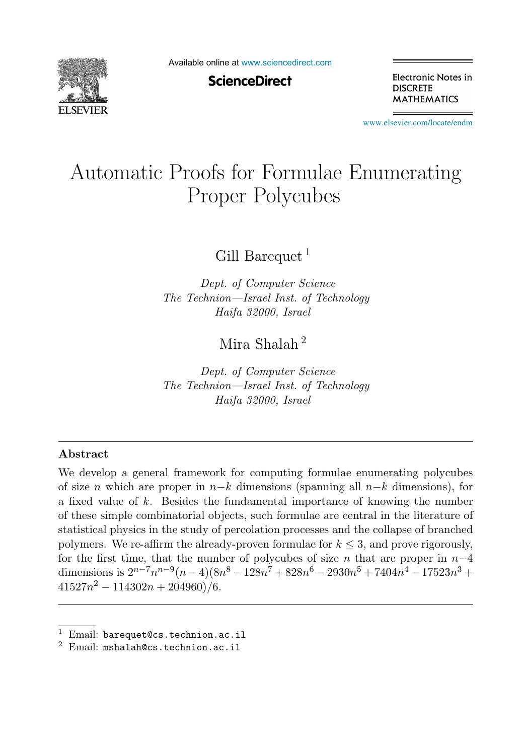# Automatic Proofs for Formulae Enumerating Proper Polycubes

Gill Barequet [1]

*Dept. of Computer Science*
*The Technion—Israel Inst. of Technology*
*Haifa 32000, Israel*

Mira Shalah [2]

*Dept. of Computer Science*
*The Technion—Israel Inst. of Technology*
*Haifa 32000, Israel*

---

**Abstract**

We develop a general framework for computing formulae enumerating polycubes of size $n$ which are proper in $n-k$ dimensions (spanning all $n-k$ dimensions), for a fixed value of $k$. Besides the fundamental importance of knowing the number of these simple combinatorial objects, such formulae are central in the literature of statistical physics in the study of percolation processes and the collapse of branched polymers. We re-affirm the already-proven formulae for $k \leq 3$, and prove rigorously, for the first time, that the number of polycubes of size $n$ that are proper in $n-4$ dimensions is $2^{n-7}n^{n-9}(n-4)(8n^8 - 128n^7 + 828n^6 - 2930n^5 + 7404n^4 - 17523n^3 + 41527n^2 - 114302n + 204960)/6$.

---

[1] Email: `barequet@cs.technion.ac.il`

[2] Email: `mshalah@cs.technion.ac.il`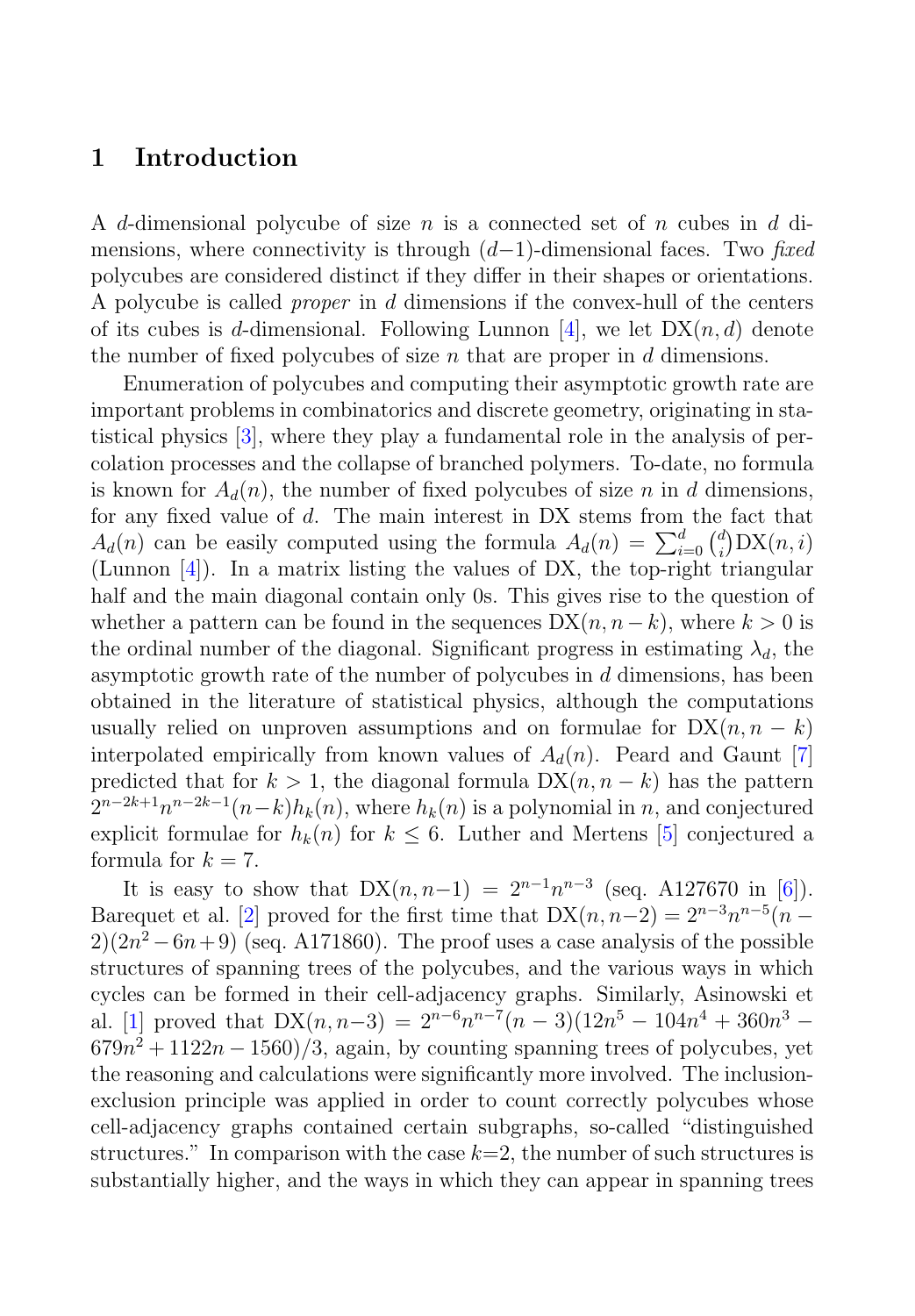## 1 Introduction

A $d$-dimensional polycube of size $n$ is a connected set of $n$ cubes in $d$ dimensions, where connectivity is through $(d-1)$-dimensional faces. Two *fixed* polycubes are considered distinct if they differ in their shapes or orientations. A polycube is called *proper* in $d$ dimensions if the convex-hull of the centers of its cubes is $d$-dimensional. Following Lunnon [4], we let $\mathrm{DX}(n, d)$ denote the number of fixed polycubes of size $n$ that are proper in $d$ dimensions.

Enumeration of polycubes and computing their asymptotic growth rate are important problems in combinatorics and discrete geometry, originating in statistical physics [3], where they play a fundamental role in the analysis of percolation processes and the collapse of branched polymers. To-date, no formula is known for $A_d(n)$, the number of fixed polycubes of size $n$ in $d$ dimensions, for any fixed value of $d$. The main interest in DX stems from the fact that $A_d(n)$ can be easily computed using the formula $A_d(n) = \sum_{i=0}^{d} \binom{d}{i} \mathrm{DX}(n, i)$ (Lunnon [4]). In a matrix listing the values of DX, the top-right triangular half and the main diagonal contain only 0s. This gives rise to the question of whether a pattern can be found in the sequences $\mathrm{DX}(n, n-k)$, where $k > 0$ is the ordinal number of the diagonal. Significant progress in estimating $\lambda_d$, the asymptotic growth rate of the number of polycubes in $d$ dimensions, has been obtained in the literature of statistical physics, although the computations usually relied on unproven assumptions and on formulae for $\mathrm{DX}(n, n-k)$ interpolated empirically from known values of $A_d(n)$. Peard and Gaunt [7] predicted that for $k > 1$, the diagonal formula $\mathrm{DX}(n, n-k)$ has the pattern $2^{n-2k+1}n^{n-2k-1}(n-k)h_k(n)$, where $h_k(n)$ is a polynomial in $n$, and conjectured explicit formulae for $h_k(n)$ for $k \le 6$. Luther and Mertens [5] conjectured a formula for $k = 7$.

It is easy to show that $\mathrm{DX}(n, n-1) = 2^{n-1}n^{n-3}$ (seq. A127670 in [6]). Barequet et al. [2] proved for the first time that $\mathrm{DX}(n, n-2) = 2^{n-3}n^{n-5}(n-2)(2n^2-6n+9)$ (seq. A171860). The proof uses a case analysis of the possible structures of spanning trees of the polycubes, and the various ways in which cycles can be formed in their cell-adjacency graphs. Similarly, Asinowski et al. [1] proved that $\mathrm{DX}(n, n-3) = 2^{n-6}n^{n-7}(n-3)(12n^5 - 104n^4 + 360n^3 - 679n^2 + 1122n - 1560)/3$, again, by counting spanning trees of polycubes, yet the reasoning and calculations were significantly more involved. The inclusion-exclusion principle was applied in order to count correctly polycubes whose cell-adjacency graphs contained certain subgraphs, so-called "distinguished structures." In comparison with the case $k$=2, the number of such structures is substantially higher, and the ways in which they can appear in spanning trees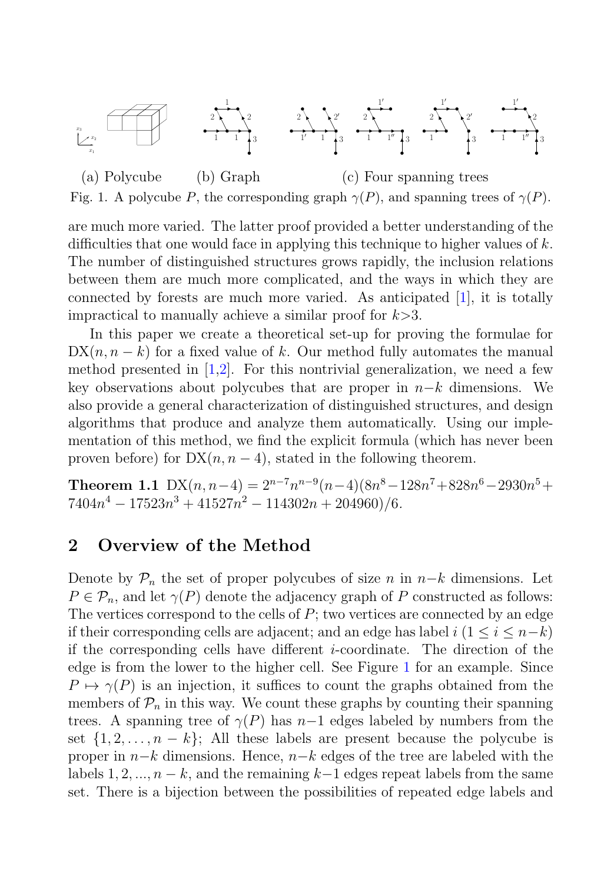(a) Polycube (b) Graph (c) Four spanning trees

Fig. 1. A polycube $P$, the corresponding graph $\gamma(P)$, and spanning trees of $\gamma(P)$.

are much more varied. The latter proof provided a better understanding of the difficulties that one would face in applying this technique to higher values of $k$. The number of distinguished structures grows rapidly, the inclusion relations between them are much more complicated, and the ways in which they are connected by forests are much more varied. As anticipated [1], it is totally impractical to manually achieve a similar proof for $k>3$.

In this paper we create a theoretical set-up for proving the formulae for $\mathrm{DX}(n, n-k)$ for a fixed value of $k$. Our method fully automates the manual method presented in [1,2]. For this nontrivial generalization, we need a few key observations about polycubes that are proper in $n-k$ dimensions. We also provide a general characterization of distinguished structures, and design algorithms that produce and analyze them automatically. Using our implementation of this method, we find the explicit formula (which has never been proven before) for $\mathrm{DX}(n, n-4)$, stated in the following theorem.

**Theorem 1.1** $\mathrm{DX}(n, n-4) = 2^{n-7}n^{n-9}(n-4)(8n^8-128n^7+828n^6-2930n^5+7404n^4-17523n^3+41527n^2-114302n+204960)/6$.

## 2 Overview of the Method

Denote by $\mathcal{P}_n$ the set of proper polycubes of size $n$ in $n-k$ dimensions. Let $P \in \mathcal{P}_n$, and let $\gamma(P)$ denote the adjacency graph of $P$ constructed as follows: The vertices correspond to the cells of $P$; two vertices are connected by an edge if their corresponding cells are adjacent; and an edge has label $i$ ($1 \le i \le n-k$) if the corresponding cells have different $i$-coordinate. The direction of the edge is from the lower to the higher cell. See Figure 1 for an example. Since $P \mapsto \gamma(P)$ is an injection, it suffices to count the graphs obtained from the members of $\mathcal{P}_n$ in this way. We count these graphs by counting their spanning trees. A spanning tree of $\gamma(P)$ has $n-1$ edges labeled by numbers from the set $\{1, 2, \ldots, n-k\}$; All these labels are present because the polycube is proper in $n-k$ dimensions. Hence, $n-k$ edges of the tree are labeled with the labels $1, 2, ..., n-k$, and the remaining $k-1$ edges repeat labels from the same set. There is a bijection between the possibilities of repeated edge labels and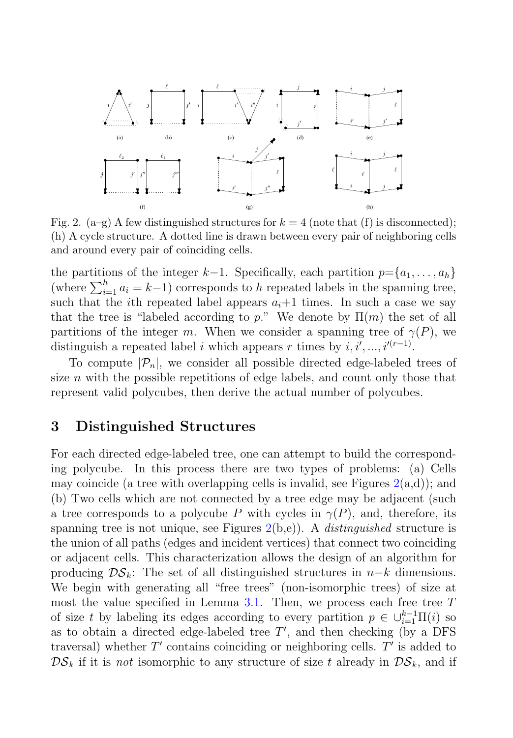Fig. 2. (a–g) A few distinguished structures for $k = 4$ (note that (f) is disconnected); (h) A cycle structure. A dotted line is drawn between every pair of neighboring cells and around every pair of coinciding cells.

the partitions of the integer $k-1$. Specifically, each partition $p=\{a_1, \ldots, a_h\}$ (where $\sum_{i=1}^{h} a_i = k-1$) corresponds to $h$ repeated labels in the spanning tree, such that the $i$th repeated label appears $a_i+1$ times. In such a case we say that the tree is "labeled according to $p$." We denote by $\Pi(m)$ the set of all partitions of the integer $m$. When we consider a spanning tree of $\gamma(P)$, we distinguish a repeated label $i$ which appears $r$ times by $i, i', ..., i'^{(r-1)}$.

To compute $|\mathcal{P}_n|$, we consider all possible directed edge-labeled trees of size $n$ with the possible repetitions of edge labels, and count only those that represent valid polycubes, then derive the actual number of polycubes.

## 3 Distinguished Structures

For each directed edge-labeled tree, one can attempt to build the corresponding polycube. In this process there are two types of problems: (a) Cells may coincide (a tree with overlapping cells is invalid, see Figures 2(a,d)); and (b) Two cells which are not connected by a tree edge may be adjacent (such a tree corresponds to a polycube $P$ with cycles in $\gamma(P)$, and, therefore, its spanning tree is not unique, see Figures 2(b,e)). A *distinguished* structure is the union of all paths (edges and incident vertices) that connect two coinciding or adjacent cells. This characterization allows the design of an algorithm for producing $\mathcal{DS}_k$: The set of all distinguished structures in $n-k$ dimensions. We begin with generating all "free trees" (non-isomorphic trees) of size at most the value specified in Lemma 3.1. Then, we process each free tree $T$ of size $t$ by labeling its edges according to every partition $p \in \cup_{i=1}^{k-1}\Pi(i)$ so as to obtain a directed edge-labeled tree $T'$, and then checking (by a DFS traversal) whether $T'$ contains coinciding or neighboring cells. $T'$ is added to $\mathcal{DS}_k$ if it is *not* isomorphic to any structure of size $t$ already in $\mathcal{DS}_k$, and if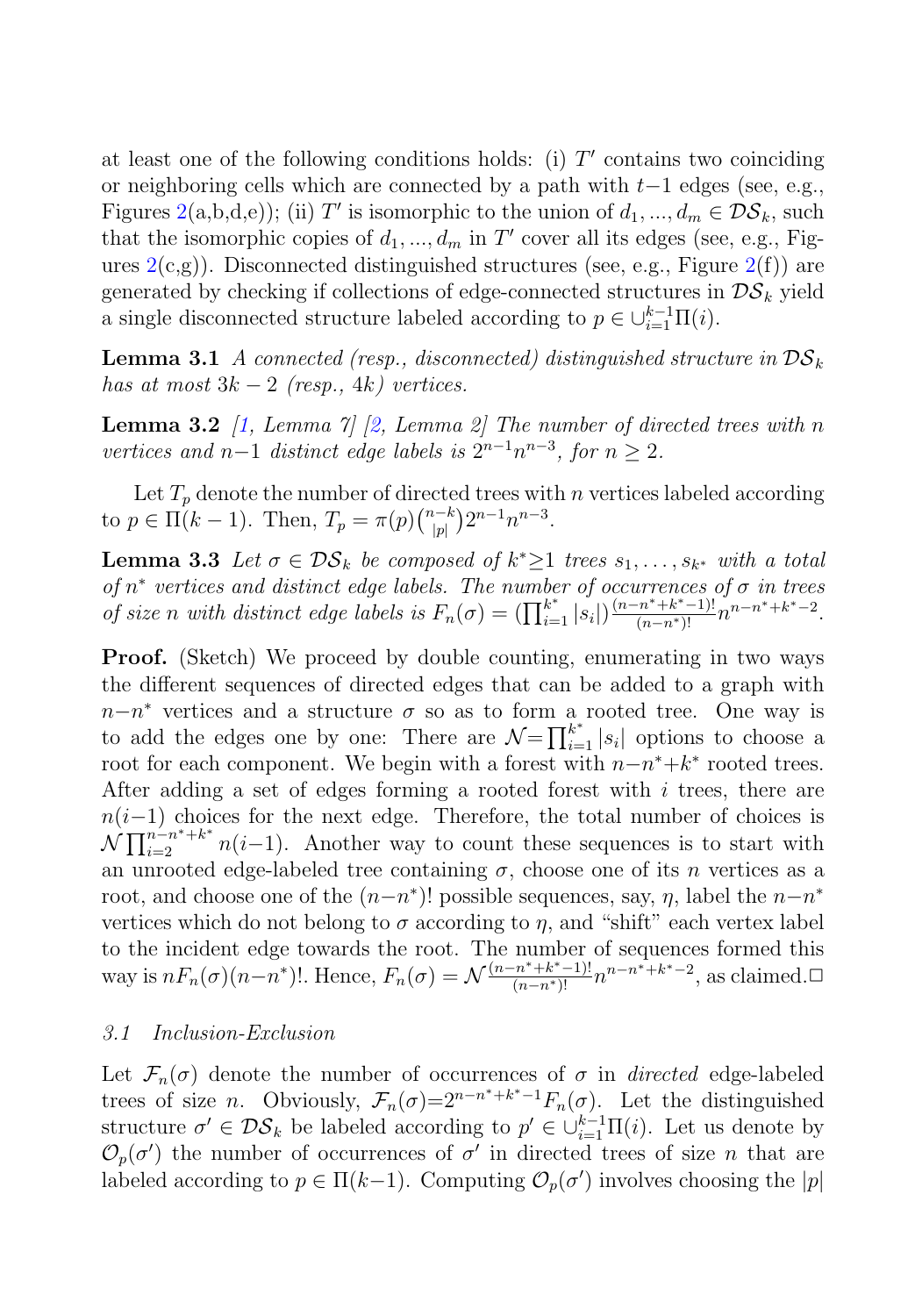at least one of the following conditions holds: (i) $T'$ contains two coinciding or neighboring cells which are connected by a path with $t-1$ edges (see, e.g., Figures 2(a,b,d,e)); (ii) $T'$ is isomorphic to the union of $d_1, ..., d_m \in \mathcal{DS}_k$, such that the isomorphic copies of $d_1, ..., d_m$ in $T'$ cover all its edges (see, e.g., Figures 2(c,g)). Disconnected distinguished structures (see, e.g., Figure 2(f)) are generated by checking if collections of edge-connected structures in $\mathcal{DS}_k$ yield a single disconnected structure labeled according to $p \in \cup_{i=1}^{k-1}\Pi(i)$.

**Lemma 3.1** *A connected (resp., disconnected) distinguished structure in $\mathcal{DS}_k$ has at most $3k-2$ (resp., $4k$) vertices.*

**Lemma 3.2** *[1, Lemma 7] [2, Lemma 2] The number of directed trees with $n$ vertices and $n-1$ distinct edge labels is $2^{n-1}n^{n-3}$, for $n \geq 2$.*

Let $T_p$ denote the number of directed trees with $n$ vertices labeled according to $p \in \Pi(k-1)$. Then, $T_p = \pi(p)\binom{n-k}{|p|}2^{n-1}n^{n-3}$.

**Lemma 3.3** *Let $\sigma \in \mathcal{DS}_k$ be composed of $k^* \geq 1$ trees $s_1, \ldots, s_{k^*}$ with a total of $n^*$ vertices and distinct edge labels. The number of occurrences of $\sigma$ in trees of size $n$ with distinct edge labels is $F_n(\sigma) = (\prod_{i=1}^{k^*}|s_i|)\frac{(n-n^*+k^*-1)!}{(n-n^*)!}n^{n-n^*+k^*-2}$.*

**Proof.** (Sketch) We proceed by double counting, enumerating in two ways the different sequences of directed edges that can be added to a graph with $n-n^*$ vertices and a structure $\sigma$ so as to form a rooted tree. One way is to add the edges one by one: There are $\mathcal{N} = \prod_{i=1}^{k^*}|s_i|$ options to choose a root for each component. We begin with a forest with $n-n^*+k^*$ rooted trees. After adding a set of edges forming a rooted forest with $i$ trees, there are $n(i-1)$ choices for the next edge. Therefore, the total number of choices is $\mathcal{N}\prod_{i=2}^{n-n^*+k^*}n(i-1)$. Another way to count these sequences is to start with an unrooted edge-labeled tree containing $\sigma$, choose one of its $n$ vertices as a root, and choose one of the $(n-n^*)!$ possible sequences, say, $\eta$, label the $n-n^*$ vertices which do not belong to $\sigma$ according to $\eta$, and "shift" each vertex label to the incident edge towards the root. The number of sequences formed this way is $nF_n(\sigma)(n-n^*)!$. Hence, $F_n(\sigma) = \mathcal{N}\frac{(n-n^*+k^*-1)!}{(n-n^*)!}n^{n-n^*+k^*-2}$, as claimed. □

### 3.1 Inclusion-Exclusion

Let $\mathcal{F}_n(\sigma)$ denote the number of occurrences of $\sigma$ in *directed* edge-labeled trees of size $n$. Obviously, $\mathcal{F}_n(\sigma) = 2^{n-n^*+k^*-1}F_n(\sigma)$. Let the distinguished structure $\sigma' \in \mathcal{DS}_k$ be labeled according to $p' \in \cup_{i=1}^{k-1}\Pi(i)$. Let us denote by $\mathcal{O}_p(\sigma')$ the number of occurrences of $\sigma'$ in directed trees of size $n$ that are labeled according to $p \in \Pi(k-1)$. Computing $\mathcal{O}_p(\sigma')$ involves choosing the $|p|$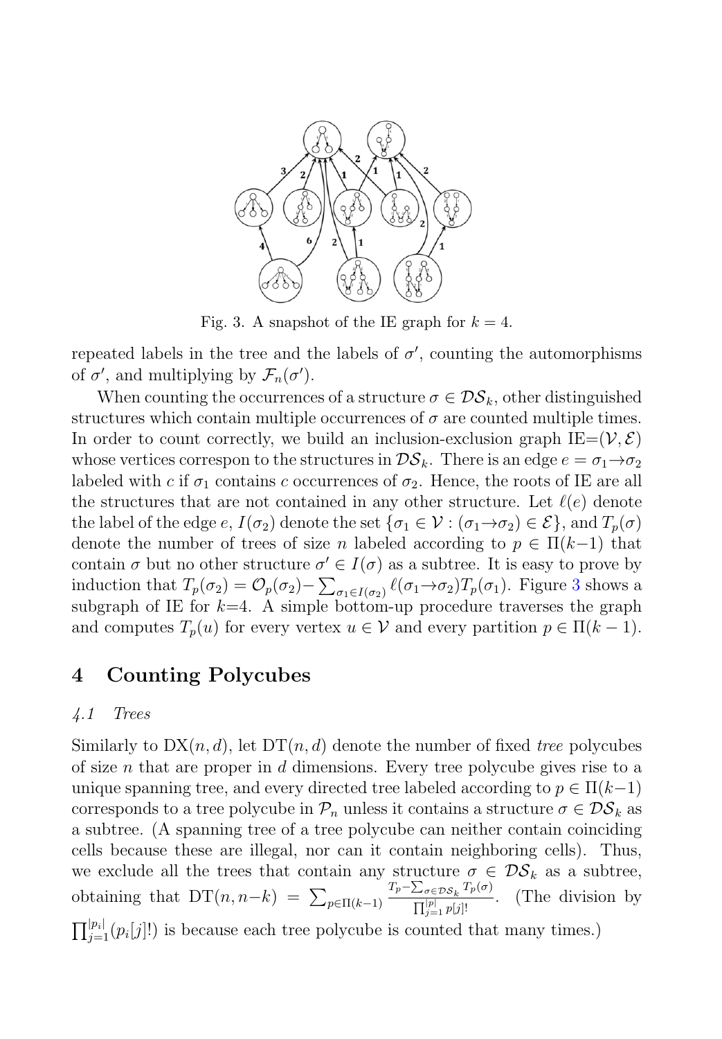Fig. 3. A snapshot of the IE graph for $k = 4$.

repeated labels in the tree and the labels of $\sigma'$, counting the automorphisms of $\sigma'$, and multiplying by $\mathcal{F}_n(\sigma')$.

When counting the occurrences of a structure $\sigma \in \mathcal{DS}_k$, other distinguished structures which contain multiple occurrences of $\sigma$ are counted multiple times. In order to count correctly, we build an inclusion-exclusion graph IE=$(\mathcal{V}, \mathcal{E})$ whose vertices correspon to the structures in $\mathcal{DS}_k$. There is an edge $e = \sigma_1 \to \sigma_2$ labeled with $c$ if $\sigma_1$ contains $c$ occurrences of $\sigma_2$. Hence, the roots of IE are all the structures that are not contained in any other structure. Let $\ell(e)$ denote the label of the edge $e$, $I(\sigma_2)$ denote the set $\{\sigma_1 \in \mathcal{V} : (\sigma_1 \to \sigma_2) \in \mathcal{E}\}$, and $T_p(\sigma)$ denote the number of trees of size $n$ labeled according to $p \in \Pi(k-1)$ that contain $\sigma$ but no other structure $\sigma' \in I(\sigma)$ as a subtree. It is easy to prove by induction that $T_p(\sigma_2) = \mathcal{O}_p(\sigma_2) - \sum_{\sigma_1 \in I(\sigma_2)} \ell(\sigma_1 \to \sigma_2) T_p(\sigma_1)$. Figure 3 shows a subgraph of IE for $k$=4. A simple bottom-up procedure traverses the graph and computes $T_p(u)$ for every vertex $u \in \mathcal{V}$ and every partition $p \in \Pi(k-1)$.

# 4 Counting Polycubes

## 4.1 Trees

Similarly to DX$(n, d)$, let DT$(n, d)$ denote the number of fixed *tree* polycubes of size $n$ that are proper in $d$ dimensions. Every tree polycube gives rise to a unique spanning tree, and every directed tree labeled according to $p \in \Pi(k-1)$ corresponds to a tree polycube in $\mathcal{P}_n$ unless it contains a structure $\sigma \in \mathcal{DS}_k$ as a subtree. (A spanning tree of a tree polycube can neither contain coinciding cells because these are illegal, nor can it contain neighboring cells). Thus, we exclude all the trees that contain any structure $\sigma \in \mathcal{DS}_k$ as a subtree, obtaining that $\text{DT}(n, n-k) = \sum_{p \in \Pi(k-1)} \frac{T_p - \sum_{\sigma \in \mathcal{DS}_k} T_p(\sigma)}{\prod_{j=1}^{|p|} p[j]!}$. (The division by $\prod_{j=1}^{|p_i|}(p_i[j]!)$ is because each tree polycube is counted that many times.)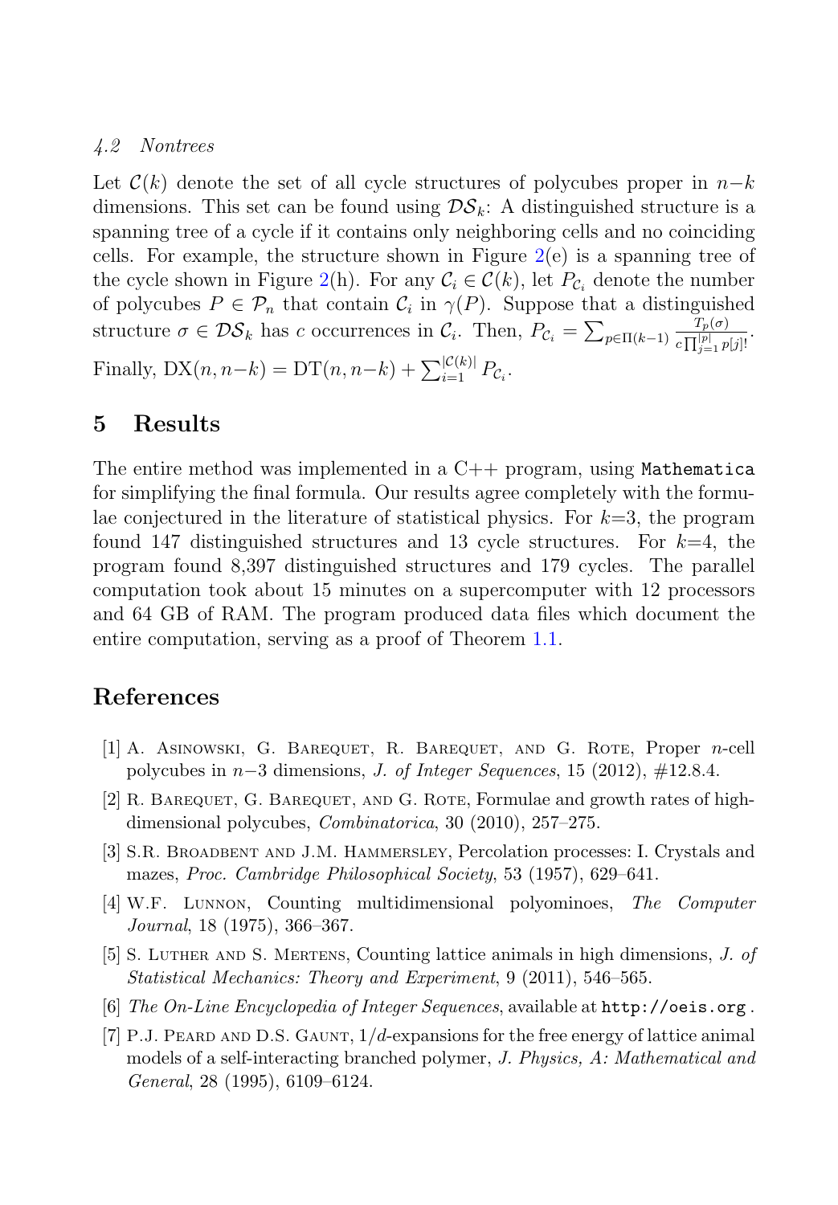### 4.2 Nontrees

Let $\mathcal{C}(k)$ denote the set of all cycle structures of polycubes proper in $n-k$ dimensions. This set can be found using $\mathcal{DS}_k$: A distinguished structure is a spanning tree of a cycle if it contains only neighboring cells and no coinciding cells. For example, the structure shown in Figure 2(e) is a spanning tree of the cycle shown in Figure 2(h). For any $\mathcal{C}_i \in \mathcal{C}(k)$, let $P_{\mathcal{C}_i}$ denote the number of polycubes $P \in \mathcal{P}_n$ that contain $\mathcal{C}_i$ in $\gamma(P)$. Suppose that a distinguished structure $\sigma \in \mathcal{DS}_k$ has $c$ occurrences in $\mathcal{C}_i$. Then, $P_{\mathcal{C}_i} = \sum_{p \in \Pi(k-1)} \frac{T_p(\sigma)}{c \prod_{j=1}^{|p|} p[j]!}$. Finally, $\mathrm{DX}(n, n-k) = \mathrm{DT}(n, n-k) + \sum_{i=1}^{|\mathcal{C}(k)|} P_{\mathcal{C}_i}$.

## 5 Results

The entire method was implemented in a C++ program, using `Mathematica` for simplifying the final formula. Our results agree completely with the formulae conjectured in the literature of statistical physics. For $k$=3, the program found 147 distinguished structures and 13 cycle structures. For $k$=4, the program found 8,397 distinguished structures and 179 cycles. The parallel computation took about 15 minutes on a supercomputer with 12 processors and 64 GB of RAM. The program produced data files which document the entire computation, serving as a proof of Theorem 1.1.

## References

[1] A. Asinowski, G. Barequet, R. Barequet, and G. Rote, Proper $n$-cell polycubes in $n-3$ dimensions, *J. of Integer Sequences*, 15 (2012), #12.8.4.

[2] R. Barequet, G. Barequet, and G. Rote, Formulae and growth rates of high-dimensional polycubes, *Combinatorica*, 30 (2010), 257–275.

[3] S.R. Broadbent and J.M. Hammersley, Percolation processes: I. Crystals and mazes, *Proc. Cambridge Philosophical Society*, 53 (1957), 629–641.

[4] W.F. Lunnon, Counting multidimensional polyominoes, *The Computer Journal*, 18 (1975), 366–367.

[5] S. Luther and S. Mertens, Counting lattice animals in high dimensions, *J. of Statistical Mechanics: Theory and Experiment*, 9 (2011), 546–565.

[6] *The On-Line Encyclopedia of Integer Sequences*, available at `http://oeis.org` .

[7] P.J. Peard and D.S. Gaunt, $1/d$-expansions for the free energy of lattice animal models of a self-interacting branched polymer, *J. Physics, A: Mathematical and General*, 28 (1995), 6109–6124.